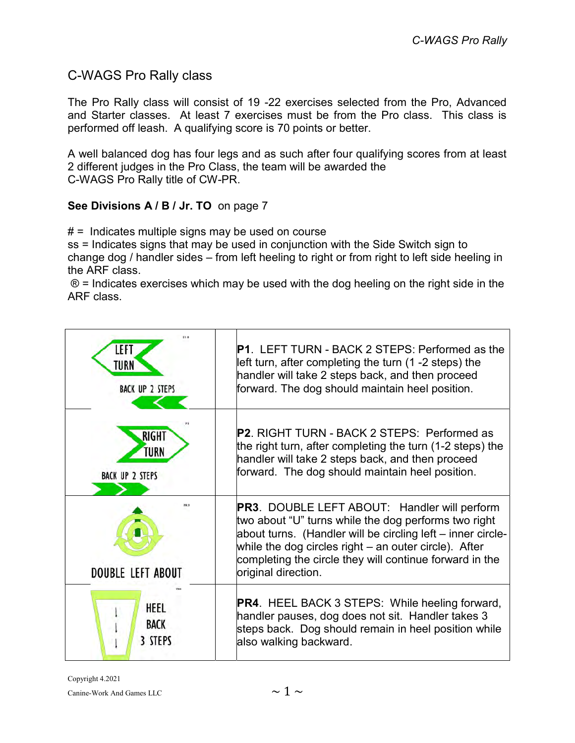## C-WAGS Pro Rally class

The Pro Rally class will consist of 19 -22 exercises selected from the Pro, Advanced and Starter classes. At least 7 exercises must be from the Pro class. This class is performed off leash. A qualifying score is 70 points or better.

A well balanced dog has four legs and as such after four qualifying scores from at least 2 different judges in the Pro Class, the team will be awarded the C-WAGS Pro Rally title of CW-PR.

**See Divisions A / B / Jr. TO** on page 7

# = Indicates multiple signs may be used on course
ss = Indicates signs that may be used in conjunction with the Side Switch sign to change dog / handler sides – from left heeling to right or from right to left side heeling in the ARF class.
® = Indicates exercises which may be used with the dog heeling on the right side in the ARF class.

| Sign | | Description |
|---|---|---|
| LEFT TURN BACK UP 2 STEPS | | **P1**. LEFT TURN - BACK 2 STEPS: Performed as the left turn, after completing the turn (1 -2 steps) the handler will take 2 steps back, and then proceed forward. The dog should maintain heel position. |
| RIGHT TURN BACK UP 2 STEPS | | **P2**. RIGHT TURN - BACK 2 STEPS: Performed as the right turn, after completing the turn (1-2 steps) the handler will take 2 steps back, and then proceed forward. The dog should maintain heel position. |
| DOUBLE LEFT ABOUT | | **PR3**. DOUBLE LEFT ABOUT: Handler will perform two about "U" turns while the dog performs two right about turns. (Handler will be circling left – inner circle-while the dog circles right – an outer circle). After completing the circle they will continue forward in the original direction. |
| HEEL BACK 3 STEPS | | **PR4**. HEEL BACK 3 STEPS: While heeling forward, handler pauses, dog does not sit. Handler takes 3 steps back. Dog should remain in heel position while also walking backward. |

Copyright 4.2021
Canine-Work And Games LLC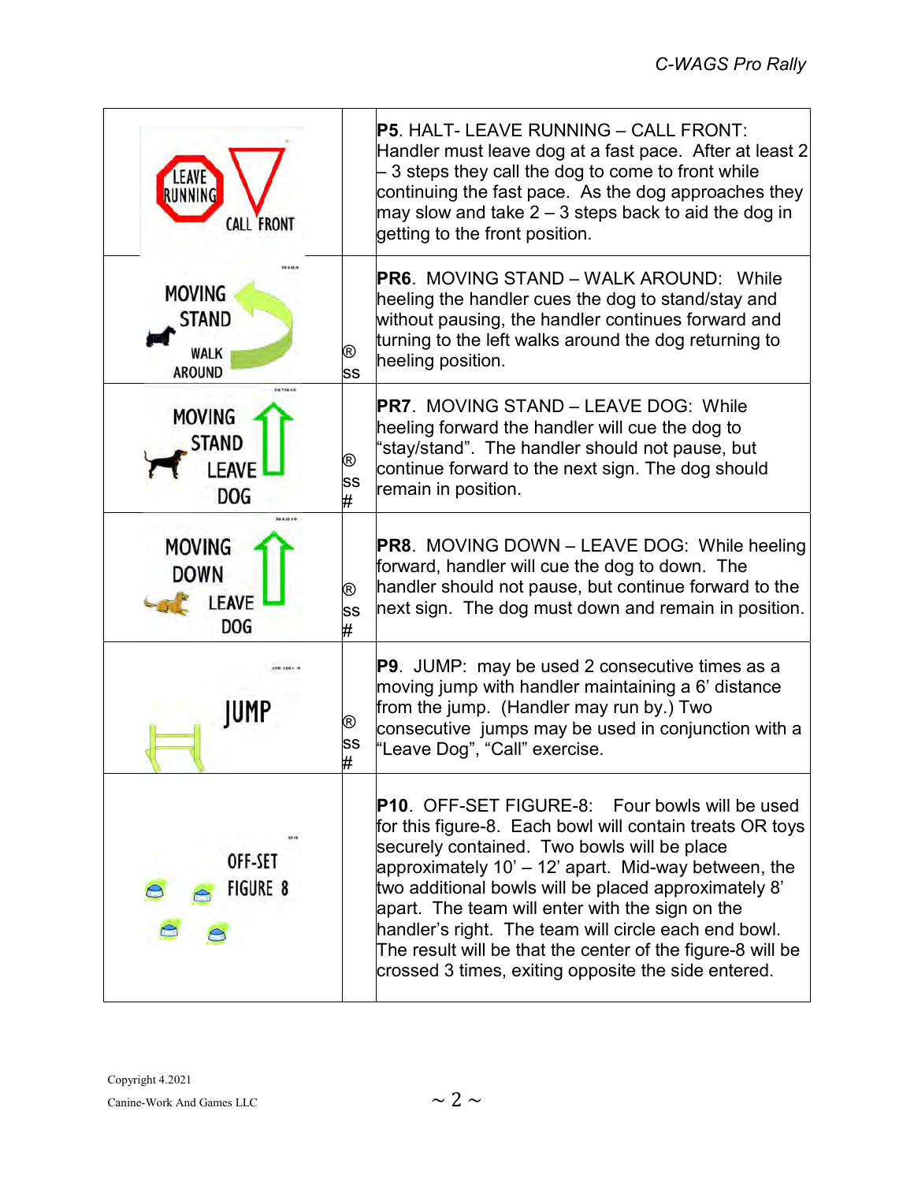| | | |
|---|---|---|
| LEAVE RUNNING CALL FRONT | | **P5**. HALT- LEAVE RUNNING – CALL FRONT: Handler must leave dog at a fast pace. After at least 2 – 3 steps they call the dog to come to front while continuing the fast pace. As the dog approaches they may slow and take 2 – 3 steps back to aid the dog in getting to the front position. |
| MOVING STAND WALK AROUND | ® ss | **PR6**. MOVING STAND – WALK AROUND: While heeling the handler cues the dog to stand/stay and without pausing, the handler continues forward and turning to the left walks around the dog returning to heeling position. |
| MOVING STAND LEAVE DOG | ® ss # | **PR7**. MOVING STAND – LEAVE DOG: While heeling forward the handler will cue the dog to "stay/stand". The handler should not pause, but continue forward to the next sign. The dog should remain in position. |
| MOVING DOWN LEAVE DOG | ® ss # | **PR8**. MOVING DOWN – LEAVE DOG: While heeling forward, handler will cue the dog to down. The handler should not pause, but continue forward to the next sign. The dog must down and remain in position. |
| JUMP | ® ss # | **P9**. JUMP: may be used 2 consecutive times as a moving jump with handler maintaining a 6' distance from the jump. (Handler may run by.) Two consecutive jumps may be used in conjunction with a "Leave Dog", "Call" exercise. |
| OFF-SET FIGURE 8 | | **P10**. OFF-SET FIGURE-8: Four bowls will be used for this figure-8. Each bowl will contain treats OR toys securely contained. Two bowls will be place approximately 10' – 12' apart. Mid-way between, the two additional bowls will be placed approximately 8' apart. The team will enter with the sign on the handler's right. The team will circle each end bowl. The result will be that the center of the figure-8 will be crossed 3 times, exiting opposite the side entered. |

Copyright 4.2021
Canine-Work And Games LLC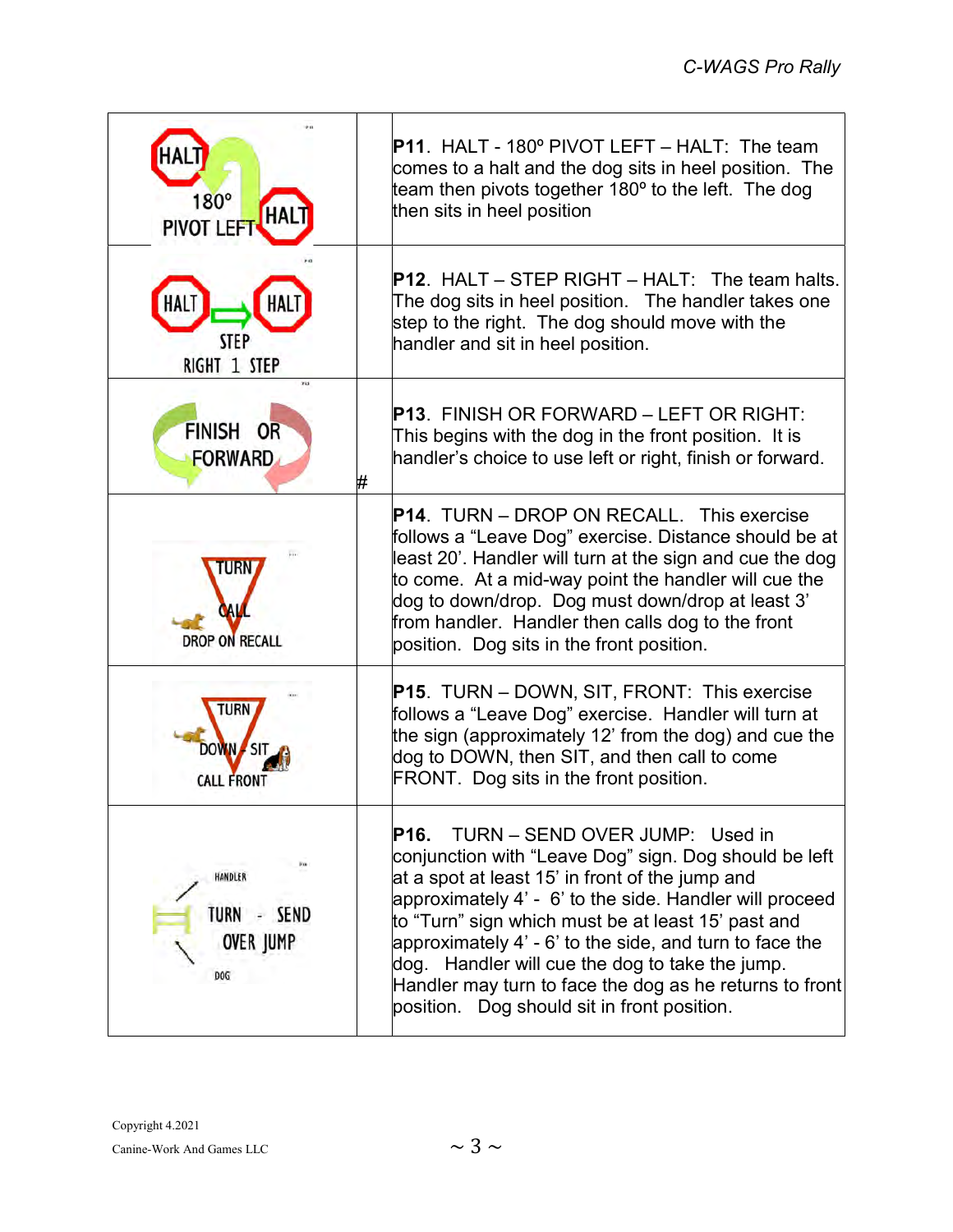| | | |
|---|---|---|
| HALT 180° PIVOT LEFT HALT | | **P11**. HALT - 180º PIVOT LEFT – HALT: The team comes to a halt and the dog sits in heel position. The team then pivots together 180º to the left. The dog then sits in heel position |
| HALT HALT STEP RIGHT 1 STEP | | **P12**. HALT – STEP RIGHT – HALT: The team halts. The dog sits in heel position. The handler takes one step to the right. The dog should move with the handler and sit in heel position. |
| FINISH OR FORWARD | # | **P13**. FINISH OR FORWARD – LEFT OR RIGHT: This begins with the dog in the front position. It is handler's choice to use left or right, finish or forward. |
| TURN CALL DROP ON RECALL | | **P14**. TURN – DROP ON RECALL. This exercise follows a "Leave Dog" exercise. Distance should be at least 20'. Handler will turn at the sign and cue the dog to come. At a mid-way point the handler will cue the dog to down/drop. Dog must down/drop at least 3' from handler. Handler then calls dog to the front position. Dog sits in the front position. |
| TURN DOWN - SIT CALL FRONT | | **P15**. TURN – DOWN, SIT, FRONT: This exercise follows a "Leave Dog" exercise. Handler will turn at the sign (approximately 12' from the dog) and cue the dog to DOWN, then SIT, and then call to come FRONT. Dog sits in the front position. |
| HANDLER TURN - SEND OVER JUMP DOG | | **P16**. TURN – SEND OVER JUMP: Used in conjunction with "Leave Dog" sign. Dog should be left at a spot at least 15' in front of the jump and approximately 4' - 6' to the side. Handler will proceed to "Turn" sign which must be at least 15' past and approximately 4' - 6' to the side, and turn to face the dog. Handler will cue the dog to take the jump. Handler may turn to face the dog as he returns to front position. Dog should sit in front position. |

Copyright 4.2021
Canine-Work And Games LLC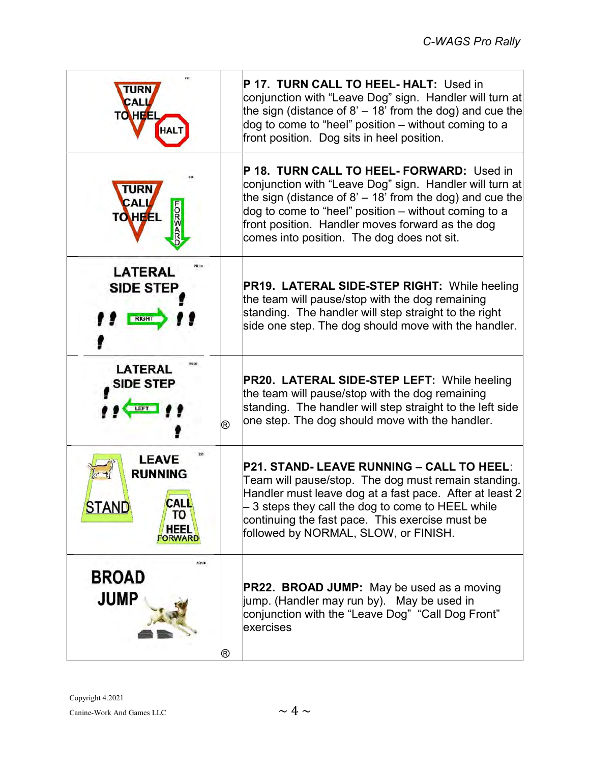| Sign | | Description |
|---|---|---|
| TURN CALL TO HEEL HALT | | **P 17. TURN CALL TO HEEL- HALT:** Used in conjunction with “Leave Dog” sign. Handler will turn at the sign (distance of 8’ – 18’ from the dog) and cue the dog to come to “heel” position – without coming to a front position. Dog sits in heel position. |
| TURN CALL TO HEEL FORWARD | | **P 18. TURN CALL TO HEEL- FORWARD:** Used in conjunction with “Leave Dog” sign. Handler will turn at the sign (distance of 8’ – 18’ from the dog) and cue the dog to come to “heel” position – without coming to a front position. Handler moves forward as the dog comes into position. The dog does not sit. |
| LATERAL SIDE STEP RIGHT | | **PR19. LATERAL SIDE-STEP RIGHT:** While heeling the team will pause/stop with the dog remaining standing. The handler will step straight to the right side one step. The dog should move with the handler. |
| LATERAL SIDE STEP LEFT | ® | **PR20. LATERAL SIDE-STEP LEFT:** While heeling the team will pause/stop with the dog remaining standing. The handler will step straight to the left side one step. The dog should move with the handler. |
| LEAVE RUNNING STAND CALL TO HEEL FORWARD | | **P21. STAND- LEAVE RUNNING – CALL TO HEEL**: Team will pause/stop. The dog must remain standing. Handler must leave dog at a fast pace. After at least 2 – 3 steps they call the dog to come to HEEL while continuing the fast pace. This exercise must be followed by NORMAL, SLOW, or FINISH. |
| BROAD JUMP | ® | **PR22. BROAD JUMP:** May be used as a moving jump. (Handler may run by). May be used in conjunction with the “Leave Dog” “Call Dog Front” exercises |

Copyright 4.2021

Canine-Work And Games LLC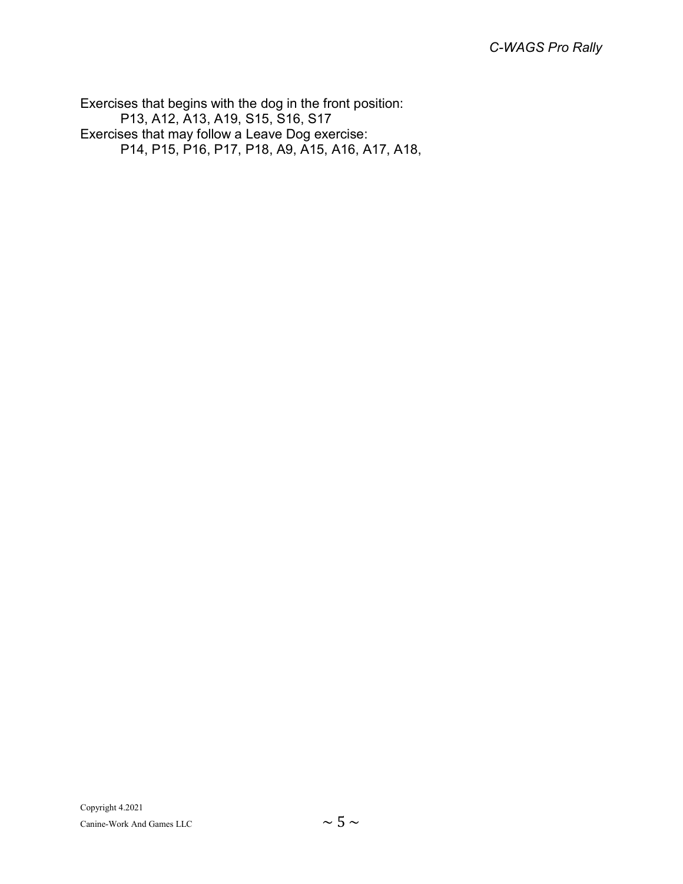Exercises that begins with the dog in the front position:

P13, A12, A13, A19, S15, S16, S17

Exercises that may follow a Leave Dog exercise:

P14, P15, P16, P17, P18, A9, A15, A16, A17, A18,